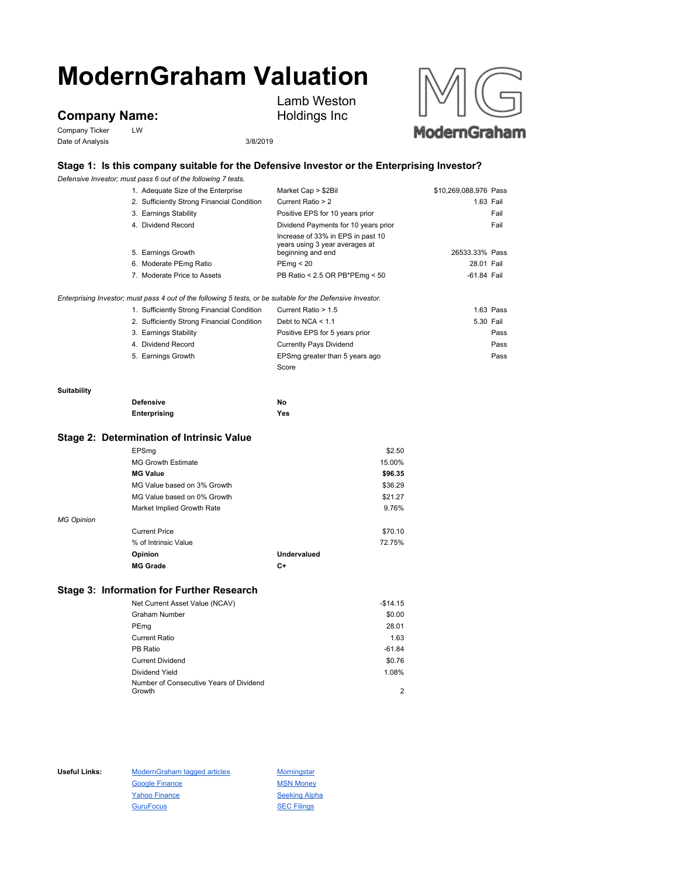# ModernGraham Valuation

## Company Name:

Lamb Weston Holdings Inc

Company Ticker LW

Date of Analysis 3/8/2019

### Stage 1: Is this company suitable for the Defensive Investor or the Enterprising Investor?

*Defensive Investor; must pass 6 out of the following 7 tests.*

| Test | Criteria | Value | Result |
|---|---|---|---|
| 1. Adequate Size of the Enterprise | Market Cap > $2Bil | $10,269,088,976 | Pass |
| 2. Sufficiently Strong Financial Condition | Current Ratio > 2 | 1.63 | Fail |
| 3. Earnings Stability | Positive EPS for 10 years prior | | Fail |
| 4. Dividend Record | Dividend Payments for 10 years prior | | Fail |
| 5. Earnings Growth | Increase of 33% in EPS in past 10 years using 3 year averages at beginning and end | 26533.33% | Pass |
| 6. Moderate PEmg Ratio | PEmg < 20 | 28.01 | Fail |
| 7. Moderate Price to Assets | PB Ratio < 2.5 OR PB*PEmg < 50 | -61.84 | Fail |

*Enterprising Investor; must pass 4 out of the following 5 tests, or be suitable for the Defensive Investor.*

| Test | Criteria | Value | Result |
|---|---|---|---|
| 1. Sufficiently Strong Financial Condition | Current Ratio > 1.5 | 1.63 | Pass |
| 2. Sufficiently Strong Financial Condition | Debt to NCA < 1.1 | 5.30 | Fail |
| 3. Earnings Stability | Positive EPS for 5 years prior | | Pass |
| 4. Dividend Record | Currently Pays Dividend | | Pass |
| 5. Earnings Growth | EPSmg greater than 5 years ago | | Pass |
| | Score | | |

**Suitability**

| | |
|---|---|
| **Defensive** | **No** |
| **Enterprising** | **Yes** |

### Stage 2: Determination of Intrinsic Value

| | |
|---|---|
| EPSmg | $2.50 |
| MG Growth Estimate | 15.00% |
| **MG Value** | **$96.35** |
| MG Value based on 3% Growth | $36.29 |
| MG Value based on 0% Growth | $21.27 |
| Market Implied Growth Rate | 9.76% |

*MG Opinion*

| | |
|---|---|
| Current Price | $70.10 |
| % of Intrinsic Value | 72.75% |
| **Opinion** | **Undervalued** |
| **MG Grade** | **C+** |

### Stage 3: Information for Further Research

| | |
|---|---|
| Net Current Asset Value (NCAV) | -$14.15 |
| Graham Number | $0.00 |
| PEmg | 28.01 |
| Current Ratio | 1.63 |
| PB Ratio | -61.84 |
| Current Dividend | $0.76 |
| Dividend Yield | 1.08% |
| Number of Consecutive Years of Dividend Growth | 2 |

**Useful Links:**

- ModernGraham tagged articles
- Morningstar
- Google Finance
- MSN Money
- Yahoo Finance
- Seeking Alpha
- GuruFocus
- SEC Filings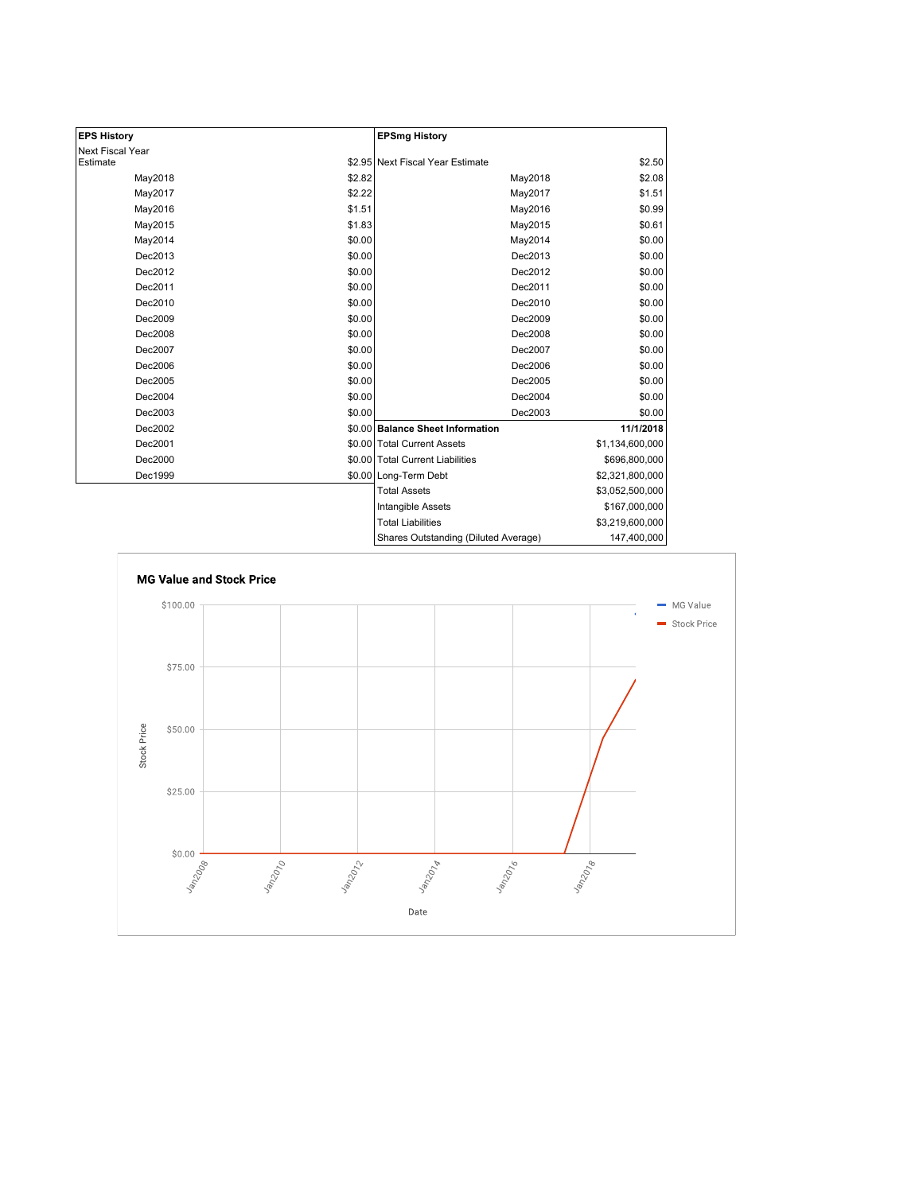| EPS History | | EPSmg History | |
|---|---|---|---|
| Next Fiscal Year Estimate | $2.95 | Next Fiscal Year Estimate | $2.50 |
| May2018 | $2.82 | May2018 | $2.08 |
| May2017 | $2.22 | May2017 | $1.51 |
| May2016 | $1.51 | May2016 | $0.99 |
| May2015 | $1.83 | May2015 | $0.61 |
| May2014 | $0.00 | May2014 | $0.00 |
| Dec2013 | $0.00 | Dec2013 | $0.00 |
| Dec2012 | $0.00 | Dec2012 | $0.00 |
| Dec2011 | $0.00 | Dec2011 | $0.00 |
| Dec2010 | $0.00 | Dec2010 | $0.00 |
| Dec2009 | $0.00 | Dec2009 | $0.00 |
| Dec2008 | $0.00 | Dec2008 | $0.00 |
| Dec2007 | $0.00 | Dec2007 | $0.00 |
| Dec2006 | $0.00 | Dec2006 | $0.00 |
| Dec2005 | $0.00 | Dec2005 | $0.00 |
| Dec2004 | $0.00 | Dec2004 | $0.00 |
| Dec2003 | $0.00 | Dec2003 | $0.00 |
| Dec2002 | $0.00 | **Balance Sheet Information** | **11/1/2018** |
| Dec2001 | $0.00 | Total Current Assets | $1,134,600,000 |
| Dec2000 | $0.00 | Total Current Liabilities | $696,800,000 |
| Dec1999 | $0.00 | Long-Term Debt | $2,321,800,000 |
| | | Total Assets | $3,052,500,000 |
| | | Intangible Assets | $167,000,000 |
| | | Total Liabilities | $3,219,600,000 |
| | | Shares Outstanding (Diluted Average) | 147,400,000 |

## MG Value and Stock Price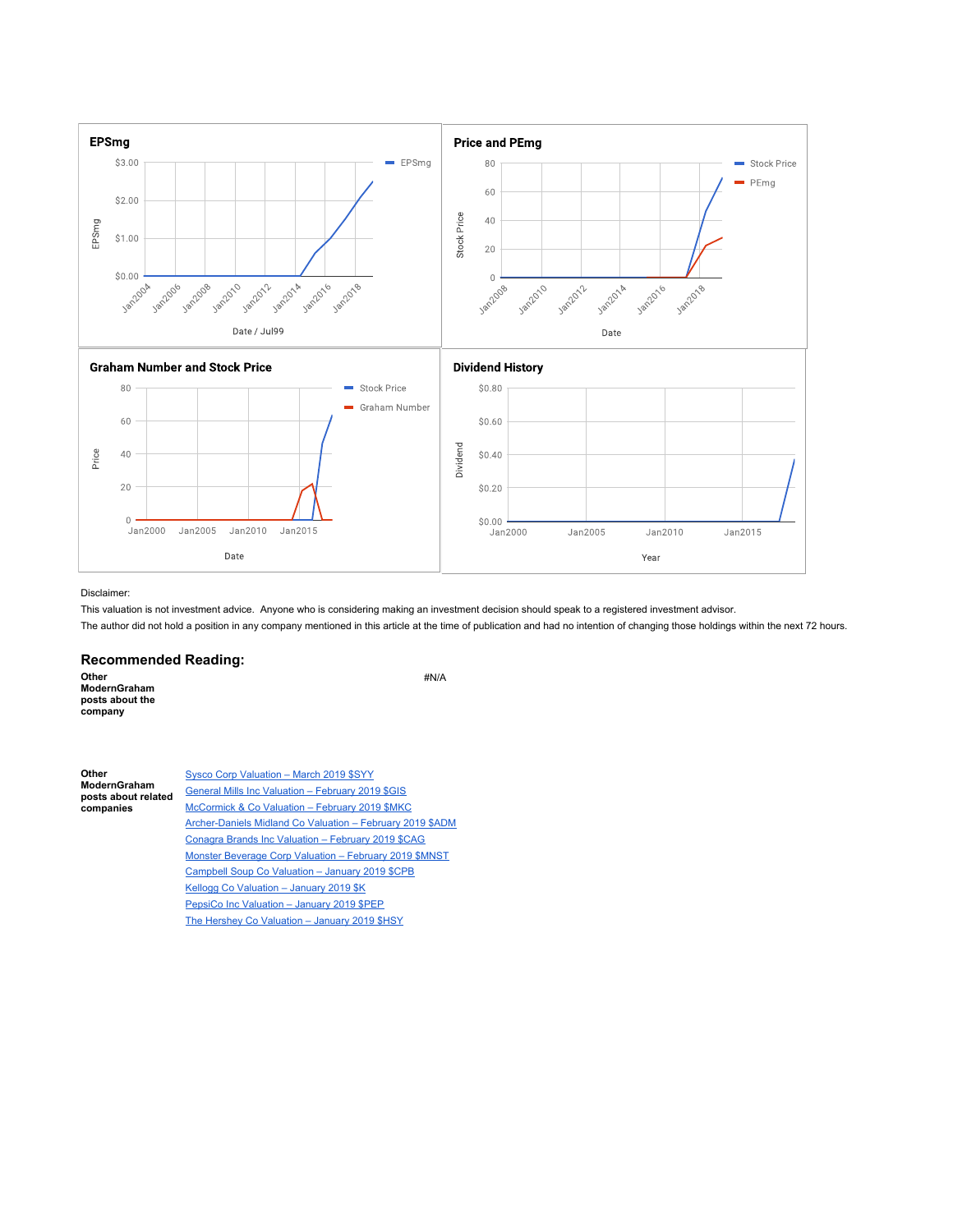### EPSmg

EPSmg

$3.00
$2.00
$1.00
$0.00

Jan2004 Jan2006 Jan2008 Jan2010 Jan2012 Jan2014 Jan2016 Jan2018

Date / Jul99

EPSmg

### Price and PEmg

Stock Price

80
60
40
20
0

Jan2008 Jan2010 Jan2012 Jan2014 Jan2016 Jan2018

Date

Stock Price
PEmg

### Graham Number and Stock Price

Price

80
60
40
20
0

Jan2000 Jan2005 Jan2010 Jan2015

Date

Stock Price
Graham Number

### Dividend History

Dividend

$0.80
$0.60
$0.40
$0.20
$0.00

Jan2000 Jan2005 Jan2010 Jan2015

Year

Disclaimer:

This valuation is not investment advice. Anyone who is considering making an investment decision should speak to a registered investment advisor.

The author did not hold a position in any company mentioned in this article at the time of publication and had no intention of changing those holdings within the next 72 hours.

## Recommended Reading:

| | |
|---|---|
| **Other ModernGraham posts about the company** | #N/A |
| **Other ModernGraham posts about related companies** | Sysco Corp Valuation – March 2019 $SYY<br>General Mills Inc Valuation – February 2019 $GIS<br>McCormick & Co Valuation – February 2019 $MKC<br>Archer-Daniels Midland Co Valuation – February 2019 $ADM<br>Conagra Brands Inc Valuation – February 2019 $CAG<br>Monster Beverage Corp Valuation – February 2019 $MNST<br>Campbell Soup Co Valuation – January 2019 $CPB<br>Kellogg Co Valuation – January 2019 $K<br>PepsiCo Inc Valuation – January 2019 $PEP<br>The Hershey Co Valuation – January 2019 $HSY |